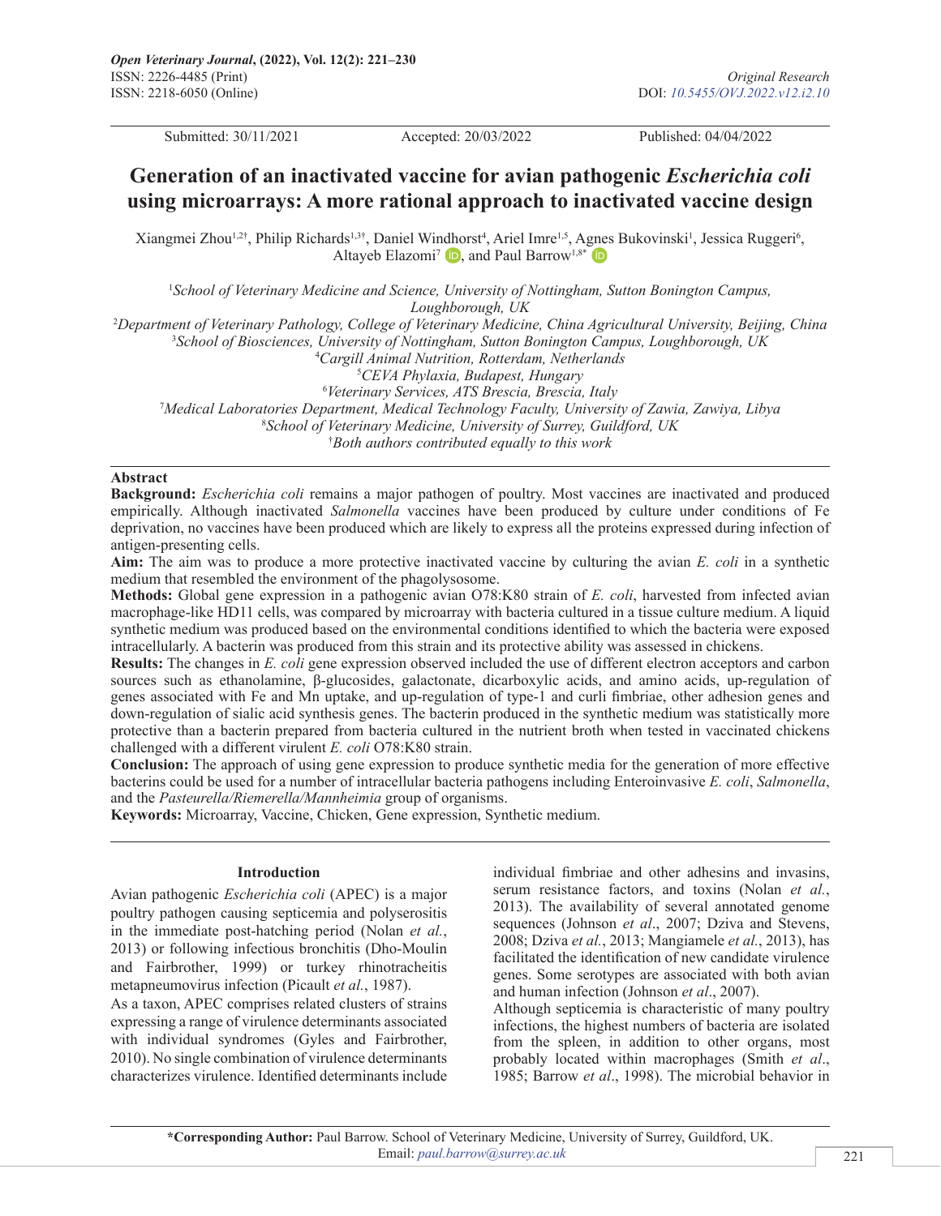Submitted: 30/11/2021 Accepted: 20/03/2022 Published: 04/04/2022

# Generation of an inactivated vaccine for avian pathogenic *Escherichia coli* using microarrays: A more rational approach to inactivated vaccine design

Xiangmei Zhou[1,2†], Philip Richards[1,3†], Daniel Windhorst[4], Ariel Imre[1,5], Agnes Bukovinski[1], Jessica Ruggeri[6], Altayeb Elazomi[7], and Paul Barrow[1,8*]

[1]*School of Veterinary Medicine and Science, University of Nottingham, Sutton Bonington Campus, Loughborough, UK*
[2]*Department of Veterinary Pathology, College of Veterinary Medicine, China Agricultural University, Beijing, China*
[3]*School of Biosciences, University of Nottingham, Sutton Bonington Campus, Loughborough, UK*
[4]*Cargill Animal Nutrition, Rotterdam, Netherlands*
[5]*CEVA Phylaxia, Budapest, Hungary*
[6]*Veterinary Services, ATS Brescia, Brescia, Italy*
[7]*Medical Laboratories Department, Medical Technology Faculty, University of Zawia, Zawiya, Libya*
[8]*School of Veterinary Medicine, University of Surrey, Guildford, UK*
[†]*Both authors contributed equally to this work*

## Abstract

**Background:** *Escherichia coli* remains a major pathogen of poultry. Most vaccines are inactivated and produced empirically. Although inactivated *Salmonella* vaccines have been produced by culture under conditions of Fe deprivation, no vaccines have been produced which are likely to express all the proteins expressed during infection of antigen-presenting cells.

**Aim:** The aim was to produce a more protective inactivated vaccine by culturing the avian *E. coli* in a synthetic medium that resembled the environment of the phagolysosome.

**Methods:** Global gene expression in a pathogenic avian O78:K80 strain of *E. coli*, harvested from infected avian macrophage-like HD11 cells, was compared by microarray with bacteria cultured in a tissue culture medium. A liquid synthetic medium was produced based on the environmental conditions identified to which the bacteria were exposed intracellularly. A bacterin was produced from this strain and its protective ability was assessed in chickens.

**Results:** The changes in *E. coli* gene expression observed included the use of different electron acceptors and carbon sources such as ethanolamine, β-glucosides, galactonate, dicarboxylic acids, and amino acids, up-regulation of genes associated with Fe and Mn uptake, and up-regulation of type-1 and curli fimbriae, other adhesion genes and down-regulation of sialic acid synthesis genes. The bacterin produced in the synthetic medium was statistically more protective than a bacterin prepared from bacteria cultured in the nutrient broth when tested in vaccinated chickens challenged with a different virulent *E. coli* O78:K80 strain.

**Conclusion:** The approach of using gene expression to produce synthetic media for the generation of more effective bacterins could be used for a number of intracellular bacteria pathogens including Enteroinvasive *E. coli*, *Salmonella*, and the *Pasteurella/Riemerella/Mannheimia* group of organisms.

**Keywords:** Microarray, Vaccine, Chicken, Gene expression, Synthetic medium.

## Introduction

Avian pathogenic *Escherichia coli* (APEC) is a major poultry pathogen causing septicemia and polyserositis in the immediate post-hatching period (Nolan *et al.*, 2013) or following infectious bronchitis (Dho-Moulin and Fairbrother, 1999) or turkey rhinotracheitis metapneumovirus infection (Picault *et al.*, 1987).

As a taxon, APEC comprises related clusters of strains expressing a range of virulence determinants associated with individual syndromes (Gyles and Fairbrother, 2010). No single combination of virulence determinants characterizes virulence. Identified determinants include individual fimbriae and other adhesins and invasins, serum resistance factors, and toxins (Nolan *et al.*, 2013). The availability of several annotated genome sequences (Johnson *et al*., 2007; Dziva and Stevens, 2008; Dziva *et al.*, 2013; Mangiamele *et al.*, 2013), has facilitated the identification of new candidate virulence genes. Some serotypes are associated with both avian and human infection (Johnson *et al*., 2007).

Although septicemia is characteristic of many poultry infections, the highest numbers of bacteria are isolated from the spleen, in addition to other organs, most probably located within macrophages (Smith *et al*., 1985; Barrow *et al*., 1998). The microbial behavior in

**\*Corresponding Author:** Paul Barrow. School of Veterinary Medicine, University of Surrey, Guildford, UK. Email: *paul.barrow@surrey.ac.uk*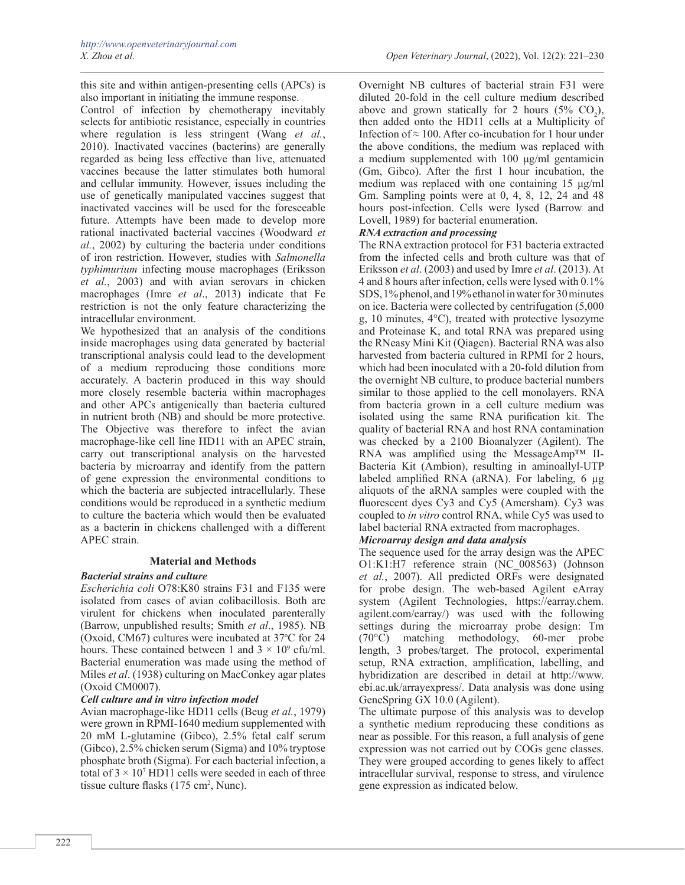this site and within antigen-presenting cells (APCs) is also important in initiating the immune response.

Control of infection by chemotherapy inevitably selects for antibiotic resistance, especially in countries where regulation is less stringent (Wang *et al.*, 2010). Inactivated vaccines (bacterins) are generally regarded as being less effective than live, attenuated vaccines because the latter stimulates both humoral and cellular immunity. However, issues including the use of genetically manipulated vaccines suggest that inactivated vaccines will be used for the foreseeable future. Attempts have been made to develop more rational inactivated bacterial vaccines (Woodward *et al.*, 2002) by culturing the bacteria under conditions of iron restriction. However, studies with *Salmonella typhimurium* infecting mouse macrophages (Eriksson *et al.*, 2003) and with avian serovars in chicken macrophages (Imre *et al*., 2013) indicate that Fe restriction is not the only feature characterizing the intracellular environment.

We hypothesized that an analysis of the conditions inside macrophages using data generated by bacterial transcriptional analysis could lead to the development of a medium reproducing those conditions more accurately. A bacterin produced in this way should more closely resemble bacteria within macrophages and other APCs antigenically than bacteria cultured in nutrient broth (NB) and should be more protective. The Objective was therefore to infect the avian macrophage-like cell line HD11 with an APEC strain, carry out transcriptional analysis on the harvested bacteria by microarray and identify from the pattern of gene expression the environmental conditions to which the bacteria are subjected intracellularly. These conditions would be reproduced in a synthetic medium to culture the bacteria which would then be evaluated as a bacterin in chickens challenged with a different APEC strain.

## Material and Methods

### *Bacterial strains and culture*

*Escherichia coli* O78:K80 strains F31 and F135 were isolated from cases of avian colibacillosis. Both are virulent for chickens when inoculated parenterally (Barrow, unpublished results; Smith *et al*., 1985). NB (Oxoid, CM67) cultures were incubated at 37°C for 24 hours. These contained between 1 and $3 \times 10^9$ cfu/ml. Bacterial enumeration was made using the method of Miles *et al*. (1938) culturing on MacConkey agar plates (Oxoid CM0007).

### *Cell culture and in vitro infection model*

Avian macrophage-like HD11 cells (Beug *et al.*, 1979) were grown in RPMI-1640 medium supplemented with 20 mM L-glutamine (Gibco), 2.5% fetal calf serum (Gibco), 2.5% chicken serum (Sigma) and 10% tryptose phosphate broth (Sigma). For each bacterial infection, a total of $3 \times 10^7$ HD11 cells were seeded in each of three tissue culture flasks (175 cm$^2$, Nunc).

Overnight NB cultures of bacterial strain F31 were diluted 20-fold in the cell culture medium described above and grown statically for 2 hours (5% $CO_2$), then added onto the HD11 cells at a Multiplicity of Infection of ≈ 100. After co-incubation for 1 hour under the above conditions, the medium was replaced with a medium supplemented with 100 µg/ml gentamicin (Gm, Gibco). After the first 1 hour incubation, the medium was replaced with one containing 15 µg/ml Gm. Sampling points were at 0, 4, 8, 12, 24 and 48 hours post-infection. Cells were lysed (Barrow and Lovell, 1989) for bacterial enumeration.

### *RNA extraction and processing*

The RNA extraction protocol for F31 bacteria extracted from the infected cells and broth culture was that of Eriksson *et al*. (2003) and used by Imre *et al*. (2013). At 4 and 8 hours after infection, cells were lysed with 0.1% SDS, 1% phenol, and 19% ethanol in water for 30 minutes on ice. Bacteria were collected by centrifugation (5,000 g, 10 minutes, 4°C), treated with protective lysozyme and Proteinase K, and total RNA was prepared using the RNeasy Mini Kit (Qiagen). Bacterial RNA was also harvested from bacteria cultured in RPMI for 2 hours, which had been inoculated with a 20-fold dilution from the overnight NB culture, to produce bacterial numbers similar to those applied to the cell monolayers. RNA from bacteria grown in a cell culture medium was isolated using the same RNA purification kit. The quality of bacterial RNA and host RNA contamination was checked by a 2100 Bioanalyzer (Agilent). The RNA was amplified using the MessageAmp™ II-Bacteria Kit (Ambion), resulting in aminoallyl-UTP labeled amplified RNA (aRNA). For labeling, 6 µg aliquots of the aRNA samples were coupled with the fluorescent dyes Cy3 and Cy5 (Amersham). Cy3 was coupled to *in vitro* control RNA, while Cy5 was used to label bacterial RNA extracted from macrophages.

### *Microarray design and data analysis*

The sequence used for the array design was the APEC O1:K1:H7 reference strain (NC_008563) (Johnson *et al.*, 2007). All predicted ORFs were designated for probe design. The web-based Agilent eArray system (Agilent Technologies, https://earray.chem.agilent.com/earray/) was used with the following settings during the microarray probe design: Tm (70°C) matching methodology, 60-mer probe length, 3 probes/target. The protocol, experimental setup, RNA extraction, amplification, labelling, and hybridization are described in detail at http://www.ebi.ac.uk/arrayexpress/. Data analysis was done using GeneSpring GX 10.0 (Agilent).

The ultimate purpose of this analysis was to develop a synthetic medium reproducing these conditions as near as possible. For this reason, a full analysis of gene expression was not carried out by COGs gene classes. They were grouped according to genes likely to affect intracellular survival, response to stress, and virulence gene expression as indicated below.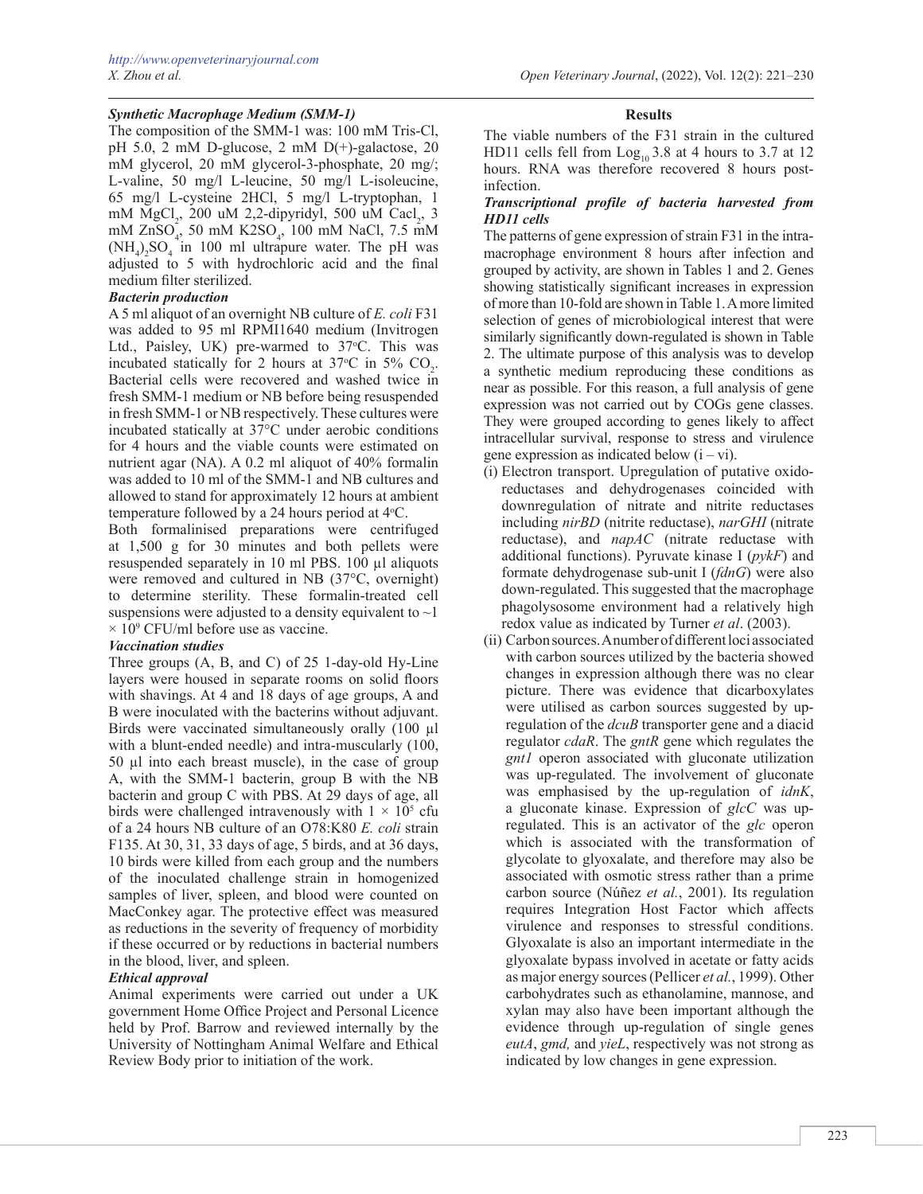### Synthetic Macrophage Medium (SMM-1)

The composition of the SMM-1 was: 100 mM Tris-Cl, pH 5.0, 2 mM D-glucose, 2 mM D(+)-galactose, 20 mM glycerol, 20 mM glycerol-3-phosphate, 20 mg/; L-valine, 50 mg/l L-leucine, 50 mg/l L-isoleucine, 65 mg/l L-cysteine 2HCl, 5 mg/l L-tryptophan, 1 mM $MgCl_2$, 200 uM 2,2-dipyridyl, 500 uM $Cacl_2$, 3 mM $ZnSO_4$, 50 mM $K2SO_4$, 100 mM NaCl, 7.5 mM $(NH_4)_2SO_4$ in 100 ml ultrapure water. The pH was adjusted to 5 with hydrochloric acid and the final medium filter sterilized.

### Bacterin production

A 5 ml aliquot of an overnight NB culture of *E. coli* F31 was added to 95 ml RPMI1640 medium (Invitrogen Ltd., Paisley, UK) pre-warmed to 37°C. This was incubated statically for 2 hours at 37°C in 5% $CO_2$. Bacterial cells were recovered and washed twice in fresh SMM-1 medium or NB before being resuspended in fresh SMM-1 or NB respectively. These cultures were incubated statically at 37°C under aerobic conditions for 4 hours and the viable counts were estimated on nutrient agar (NA). A 0.2 ml aliquot of 40% formalin was added to 10 ml of the SMM-1 and NB cultures and allowed to stand for approximately 12 hours at ambient temperature followed by a 24 hours period at 4°C.

Both formalinised preparations were centrifuged at 1,500 g for 30 minutes and both pellets were resuspended separately in 10 ml PBS. 100 µl aliquots were removed and cultured in NB (37°C, overnight) to determine sterility. These formalin-treated cell suspensions were adjusted to a density equivalent to $\sim 1 \times 10^9$ CFU/ml before use as vaccine.

### Vaccination studies

Three groups (A, B, and C) of 25 1-day-old Hy-Line layers were housed in separate rooms on solid floors with shavings. At 4 and 18 days of age groups, A and B were inoculated with the bacterins without adjuvant. Birds were vaccinated simultaneously orally (100 µl with a blunt-ended needle) and intra-muscularly (100, 50 µl into each breast muscle), in the case of group A, with the SMM-1 bacterin, group B with the NB bacterin and group C with PBS. At 29 days of age, all birds were challenged intravenously with $1 \times 10^5$ cfu of a 24 hours NB culture of an O78:K80 *E. coli* strain F135. At 30, 31, 33 days of age, 5 birds, and at 36 days, 10 birds were killed from each group and the numbers of the inoculated challenge strain in homogenized samples of liver, spleen, and blood were counted on MacConkey agar. The protective effect was measured as reductions in the severity of frequency of morbidity if these occurred or by reductions in bacterial numbers in the blood, liver, and spleen.

### Ethical approval

Animal experiments were carried out under a UK government Home Office Project and Personal Licence held by Prof. Barrow and reviewed internally by the University of Nottingham Animal Welfare and Ethical Review Body prior to initiation of the work.

## Results

The viable numbers of the F31 strain in the cultured HD11 cells fell from $Log_{10}$ 3.8 at 4 hours to 3.7 at 12 hours. RNA was therefore recovered 8 hours post-infection.

### Transcriptional profile of bacteria harvested from HD11 cells

The patterns of gene expression of strain F31 in the intra-macrophage environment 8 hours after infection and grouped by activity, are shown in Tables 1 and 2. Genes showing statistically significant increases in expression of more than 10-fold are shown in Table 1. A more limited selection of genes of microbiological interest that were similarly significantly down-regulated is shown in Table 2. The ultimate purpose of this analysis was to develop a synthetic medium reproducing these conditions as near as possible. For this reason, a full analysis of gene expression was not carried out by COGs gene classes. They were grouped according to genes likely to affect intracellular survival, response to stress and virulence gene expression as indicated below (i – vi).

(i) Electron transport. Upregulation of putative oxido-reductases and dehydrogenases coincided with downregulation of nitrate and nitrite reductases including *nirBD* (nitrite reductase), *narGHI* (nitrate reductase), and *napAC* (nitrate reductase with additional functions). Pyruvate kinase I (*pykF*) and formate dehydrogenase sub-unit I (*fdnG*) were also down-regulated. This suggested that the macrophage phagolysosome environment had a relatively high redox value as indicated by Turner *et al*. (2003).

(ii) Carbon sources. A number of different loci associated with carbon sources utilized by the bacteria showed changes in expression although there was no clear picture. There was evidence that dicarboxylates were utilised as carbon sources suggested by up-regulation of the *dcuB* transporter gene and a diacid regulator *cdaR*. The *gntR* gene which regulates the *gnt1* operon associated with gluconate utilization was up-regulated. The involvement of gluconate was emphasised by the up-regulation of *idnK*, a gluconate kinase. Expression of *glcC* was up-regulated. This is an activator of the *glc* operon which is associated with the transformation of glycolate to glyoxalate, and therefore may also be associated with osmotic stress rather than a prime carbon source (Núñez *et al.*, 2001). Its regulation requires Integration Host Factor which affects virulence and responses to stressful conditions. Glyoxalate is also an important intermediate in the glyoxalate bypass involved in acetate or fatty acids as major energy sources (Pellicer *et al.*, 1999). Other carbohydrates such as ethanolamine, mannose, and xylan may also have been important although the evidence through up-regulation of single genes *eutA*, *gmd,* and *yieL*, respectively was not strong as indicated by low changes in gene expression.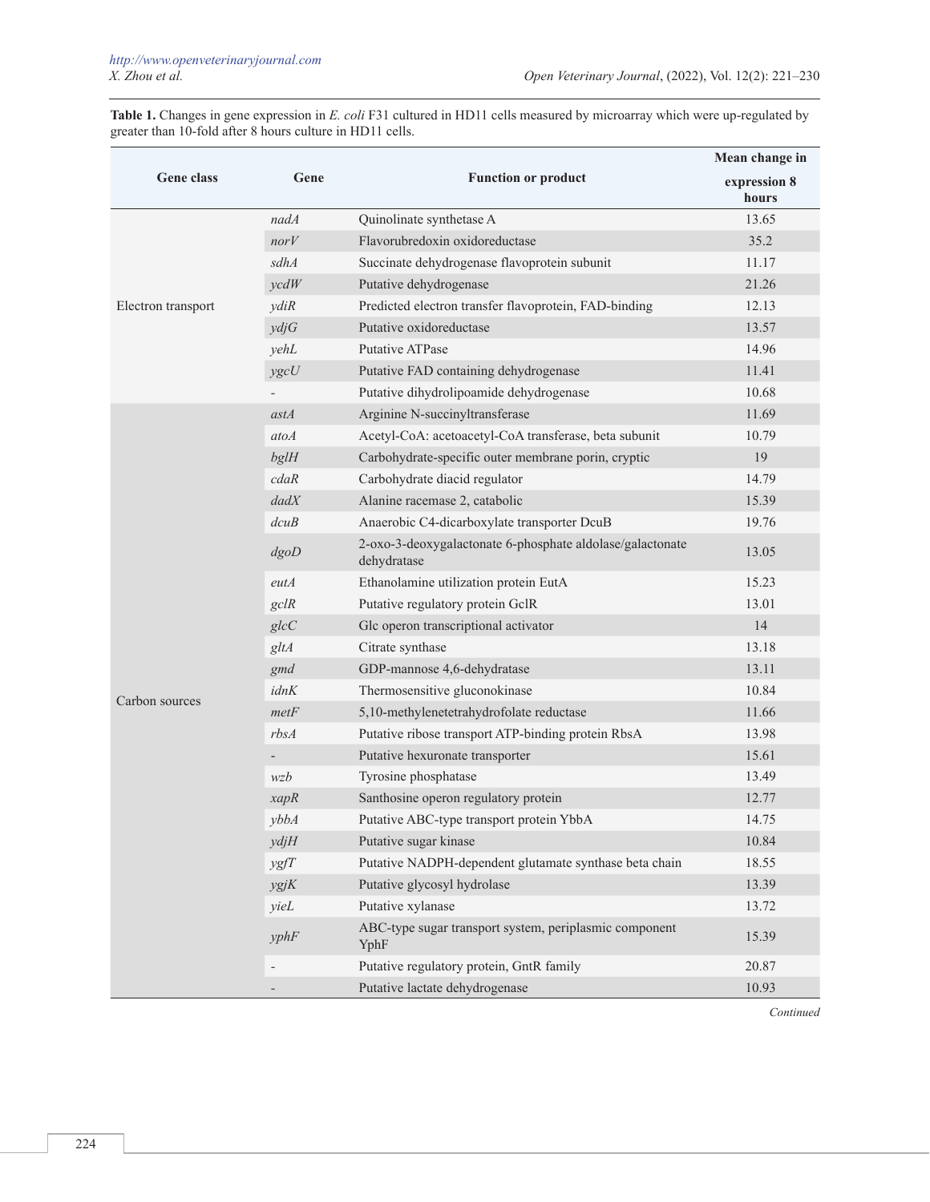**Table 1.** Changes in gene expression in *E. coli* F31 cultured in HD11 cells measured by microarray which were up-regulated by greater than 10-fold after 8 hours culture in HD11 cells.

| Gene class | Gene | Function or product | Mean change in expression 8 hours |
|---|---|---|---|
| Electron transport | *nadA* | Quinolinate synthetase A | 13.65 |
| | *norV* | Flavorubredoxin oxidoreductase | 35.2 |
| | *sdhA* | Succinate dehydrogenase flavoprotein subunit | 11.17 |
| | *ycdW* | Putative dehydrogenase | 21.26 |
| | *ydiR* | Predicted electron transfer flavoprotein, FAD-binding | 12.13 |
| | *ydjG* | Putative oxidoreductase | 13.57 |
| | *yehL* | Putative ATPase | 14.96 |
| | *ygcU* | Putative FAD containing dehydrogenase | 11.41 |
| | - | Putative dihydrolipoamide dehydrogenase | 10.68 |
| Carbon sources | *astA* | Arginine N-succinyltransferase | 11.69 |
| | *atoA* | Acetyl-CoA: acetoacetyl-CoA transferase, beta subunit | 10.79 |
| | *bglH* | Carbohydrate-specific outer membrane porin, cryptic | 19 |
| | *cdaR* | Carbohydrate diacid regulator | 14.79 |
| | *dadX* | Alanine racemase 2, catabolic | 15.39 |
| | *dcuB* | Anaerobic C4-dicarboxylate transporter DcuB | 19.76 |
| | *dgoD* | 2-oxo-3-deoxygalactonate 6-phosphate aldolase/galactonate dehydratase | 13.05 |
| | *eutA* | Ethanolamine utilization protein EutA | 15.23 |
| | *gclR* | Putative regulatory protein GclR | 13.01 |
| | *glcC* | Glc operon transcriptional activator | 14 |
| | *gltA* | Citrate synthase | 13.18 |
| | *gmd* | GDP-mannose 4,6-dehydratase | 13.11 |
| | *idnK* | Thermosensitive gluconokinase | 10.84 |
| | *metF* | 5,10-methylenetetrahydrofolate reductase | 11.66 |
| | *rbsA* | Putative ribose transport ATP-binding protein RbsA | 13.98 |
| | - | Putative hexuronate transporter | 15.61 |
| | *wzb* | Tyrosine phosphatase | 13.49 |
| | *xapR* | Santhosine operon regulatory protein | 12.77 |
| | *ybbA* | Putative ABC-type transport protein YbbA | 14.75 |
| | *ydjH* | Putative sugar kinase | 10.84 |
| | *ygfT* | Putative NADPH-dependent glutamate synthase beta chain | 18.55 |
| | *ygjK* | Putative glycosyl hydrolase | 13.39 |
| | *yieL* | Putative xylanase | 13.72 |
| | *yphF* | ABC-type sugar transport system, periplasmic component YphF | 15.39 |
| | - | Putative regulatory protein, GntR family | 20.87 |
| | - | Putative lactate dehydrogenase | 10.93 |

*Continued*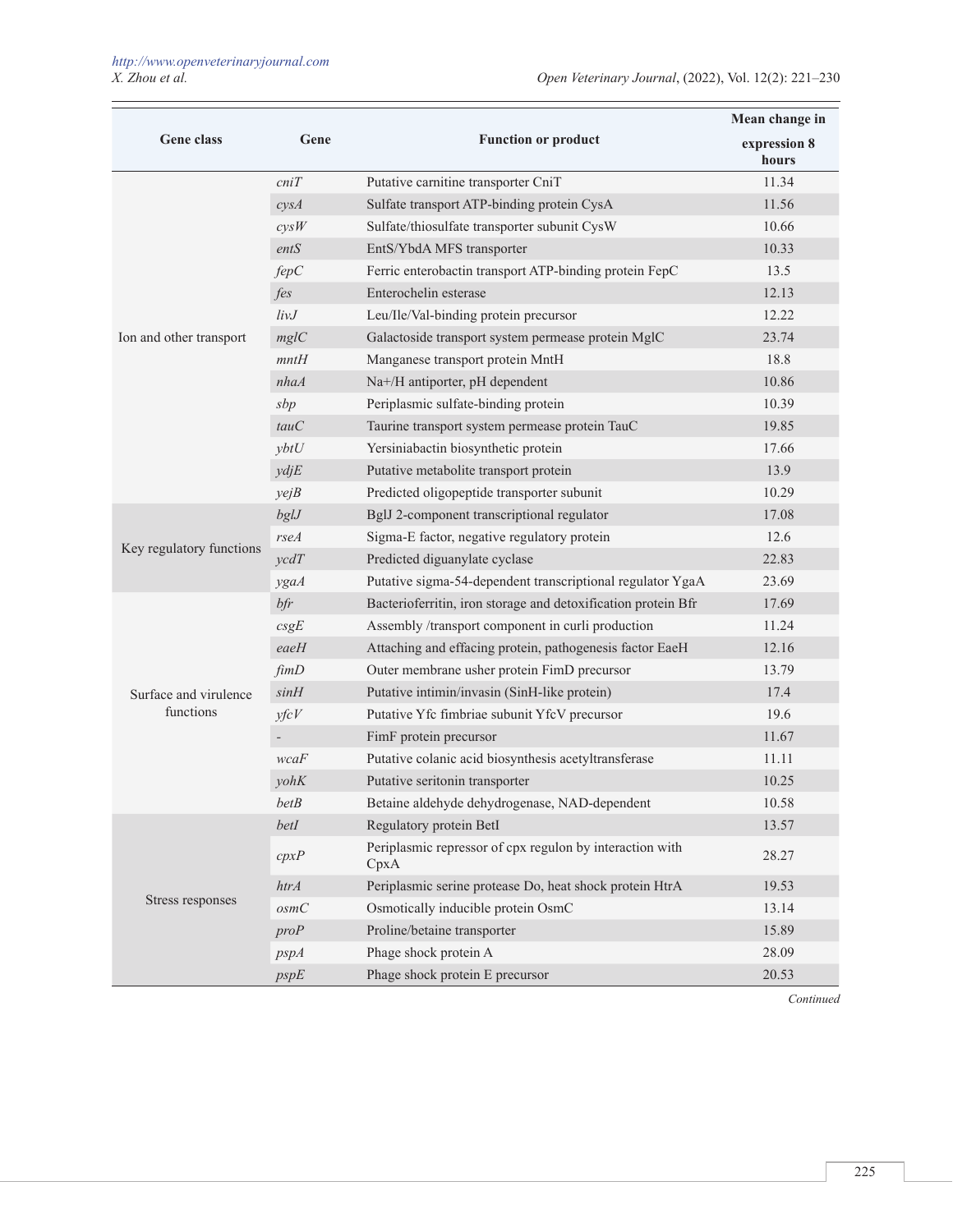| Gene class | Gene | Function or product | Mean change in expression 8 hours |
|---|---|---|---|
| Ion and other transport | *cniT* | Putative carnitine transporter CniT | 11.34 |
| | *cysA* | Sulfate transport ATP-binding protein CysA | 11.56 |
| | *cysW* | Sulfate/thiosulfate transporter subunit CysW | 10.66 |
| | *entS* | EntS/YbdA MFS transporter | 10.33 |
| | *fepC* | Ferric enterobactin transport ATP-binding protein FepC | 13.5 |
| | *fes* | Enterochelin esterase | 12.13 |
| | *livJ* | Leu/Ile/Val-binding protein precursor | 12.22 |
| | *mglC* | Galactoside transport system permease protein MglC | 23.74 |
| | *mntH* | Manganese transport protein MntH | 18.8 |
| | *nhaA* | Na+/H antiporter, pH dependent | 10.86 |
| | *sbp* | Periplasmic sulfate-binding protein | 10.39 |
| | *tauC* | Taurine transport system permease protein TauC | 19.85 |
| | *ybtU* | Yersiniabactin biosynthetic protein | 17.66 |
| | *ydjE* | Putative metabolite transport protein | 13.9 |
| | *yejB* | Predicted oligopeptide transporter subunit | 10.29 |
| Key regulatory functions | *bglJ* | BglJ 2-component transcriptional regulator | 17.08 |
| | *rseA* | Sigma-E factor, negative regulatory protein | 12.6 |
| | *ycdT* | Predicted diguanylate cyclase | 22.83 |
| | *ygaA* | Putative sigma-54-dependent transcriptional regulator YgaA | 23.69 |
| Surface and virulence functions | *bfr* | Bacterioferritin, iron storage and detoxification protein Bfr | 17.69 |
| | *csgE* | Assembly /transport component in curli production | 11.24 |
| | *eaeH* | Attaching and effacing protein, pathogenesis factor EaeH | 12.16 |
| | *fimD* | Outer membrane usher protein FimD precursor | 13.79 |
| | *sinH* | Putative intimin/invasin (SinH-like protein) | 17.4 |
| | *yfcV* | Putative Yfc fimbriae subunit YfcV precursor | 19.6 |
| | - | FimF protein precursor | 11.67 |
| | *wcaF* | Putative colanic acid biosynthesis acetyltransferase | 11.11 |
| | *yohK* | Putative seritonin transporter | 10.25 |
| | *betB* | Betaine aldehyde dehydrogenase, NAD-dependent | 10.58 |
| Stress responses | *betI* | Regulatory protein BetI | 13.57 |
| | *cpxP* | Periplasmic repressor of cpx regulon by interaction with CpxA | 28.27 |
| | *htrA* | Periplasmic serine protease Do, heat shock protein HtrA | 19.53 |
| | *osmC* | Osmotically inducible protein OsmC | 13.14 |
| | *proP* | Proline/betaine transporter | 15.89 |
| | *pspA* | Phage shock protein A | 28.09 |
| | *pspE* | Phage shock protein E precursor | 20.53 |

*Continued*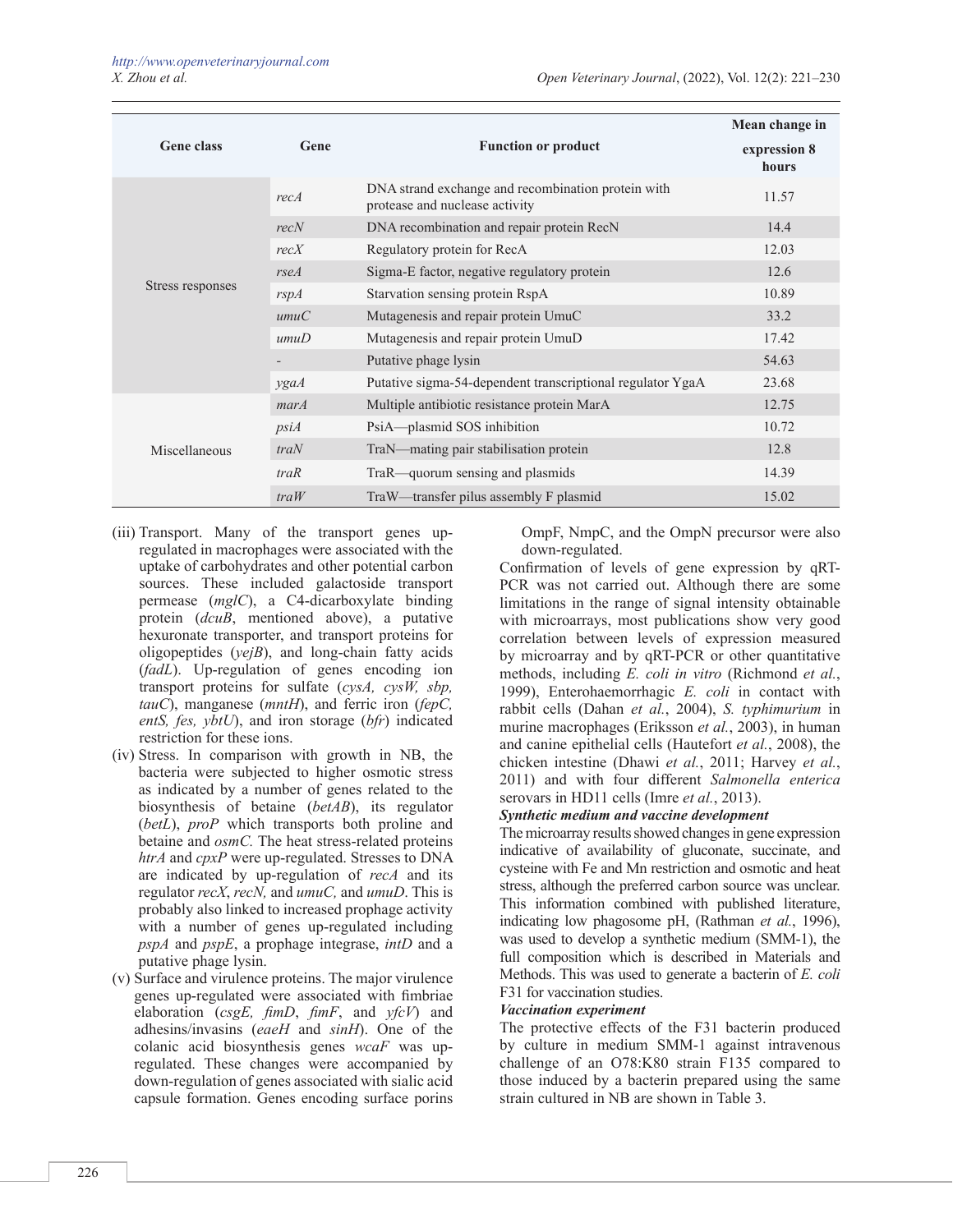| Gene class | Gene | Function or product | Mean change in expression 8 hours |
|---|---|---|---|
| Stress responses | *recA* | DNA strand exchange and recombination protein with protease and nuclease activity | 11.57 |
| | *recN* | DNA recombination and repair protein RecN | 14.4 |
| | *recX* | Regulatory protein for RecA | 12.03 |
| | *rseA* | Sigma-E factor, negative regulatory protein | 12.6 |
| | *rspA* | Starvation sensing protein RspA | 10.89 |
| | *umuC* | Mutagenesis and repair protein UmuC | 33.2 |
| | *umuD* | Mutagenesis and repair protein UmuD | 17.42 |
| | - | Putative phage lysin | 54.63 |
| | *ygaA* | Putative sigma-54-dependent transcriptional regulator YgaA | 23.68 |
| Miscellaneous | *marA* | Multiple antibiotic resistance protein MarA | 12.75 |
| | *psiA* | PsiA—plasmid SOS inhibition | 10.72 |
| | *traN* | TraN—mating pair stabilisation protein | 12.8 |
| | *traR* | TraR—quorum sensing and plasmids | 14.39 |
| | *traW* | TraW—transfer pilus assembly F plasmid | 15.02 |

(iii) Transport. Many of the transport genes up-regulated in macrophages were associated with the uptake of carbohydrates and other potential carbon sources. These included galactoside transport permease (*mglC*), a C4-dicarboxylate binding protein (*dcuB*, mentioned above), a putative hexuronate transporter, and transport proteins for oligopeptides (*yejB*), and long-chain fatty acids (*fadL*). Up-regulation of genes encoding ion transport proteins for sulfate (*cysA, cysW, sbp, tauC*), manganese (*mntH*), and ferric iron (*fepC, entS, fes, ybtU*), and iron storage (*bfr*) indicated restriction for these ions.

(iv) Stress. In comparison with growth in NB, the bacteria were subjected to higher osmotic stress as indicated by a number of genes related to the biosynthesis of betaine (*betAB*), its regulator (*betL*), *proP* which transports both proline and betaine and *osmC.* The heat stress-related proteins *htrA* and *cpxP* were up-regulated. Stresses to DNA are indicated by up-regulation of *recA* and its regulator *recX*, *recN,* and *umuC,* and *umuD*. This is probably also linked to increased prophage activity with a number of genes up-regulated including *pspA* and *pspE*, a prophage integrase, *intD* and a putative phage lysin.

(v) Surface and virulence proteins. The major virulence genes up-regulated were associated with fimbriae elaboration (*csgE, fimD*, *fimF*, and *yfcV*) and adhesins/invasins (*eaeH* and *sinH*). One of the colanic acid biosynthesis genes *wcaF* was up-regulated. These changes were accompanied by down-regulation of genes associated with sialic acid capsule formation. Genes encoding surface porins OmpF, NmpC, and the OmpN precursor were also down-regulated.

Confirmation of levels of gene expression by qRT-PCR was not carried out. Although there are some limitations in the range of signal intensity obtainable with microarrays, most publications show very good correlation between levels of expression measured by microarray and by qRT-PCR or other quantitative methods, including *E. coli in vitro* (Richmond *et al.*, 1999), Enterohaemorrhagic *E. coli* in contact with rabbit cells (Dahan *et al.*, 2004), *S. typhimurium* in murine macrophages (Eriksson *et al.*, 2003), in human and canine epithelial cells (Hautefort *et al.*, 2008), the chicken intestine (Dhawi *et al.*, 2011; Harvey *et al.*, 2011) and with four different *Salmonella enterica* serovars in HD11 cells (Imre *et al.*, 2013).

***Synthetic medium and vaccine development***

The microarray results showed changes in gene expression indicative of availability of gluconate, succinate, and cysteine with Fe and Mn restriction and osmotic and heat stress, although the preferred carbon source was unclear. This information combined with published literature, indicating low phagosome pH, (Rathman *et al.*, 1996), was used to develop a synthetic medium (SMM-1), the full composition which is described in Materials and Methods. This was used to generate a bacterin of *E. coli* F31 for vaccination studies.

***Vaccination experiment***

The protective effects of the F31 bacterin produced by culture in medium SMM-1 against intravenous challenge of an O78:K80 strain F135 compared to those induced by a bacterin prepared using the same strain cultured in NB are shown in Table 3.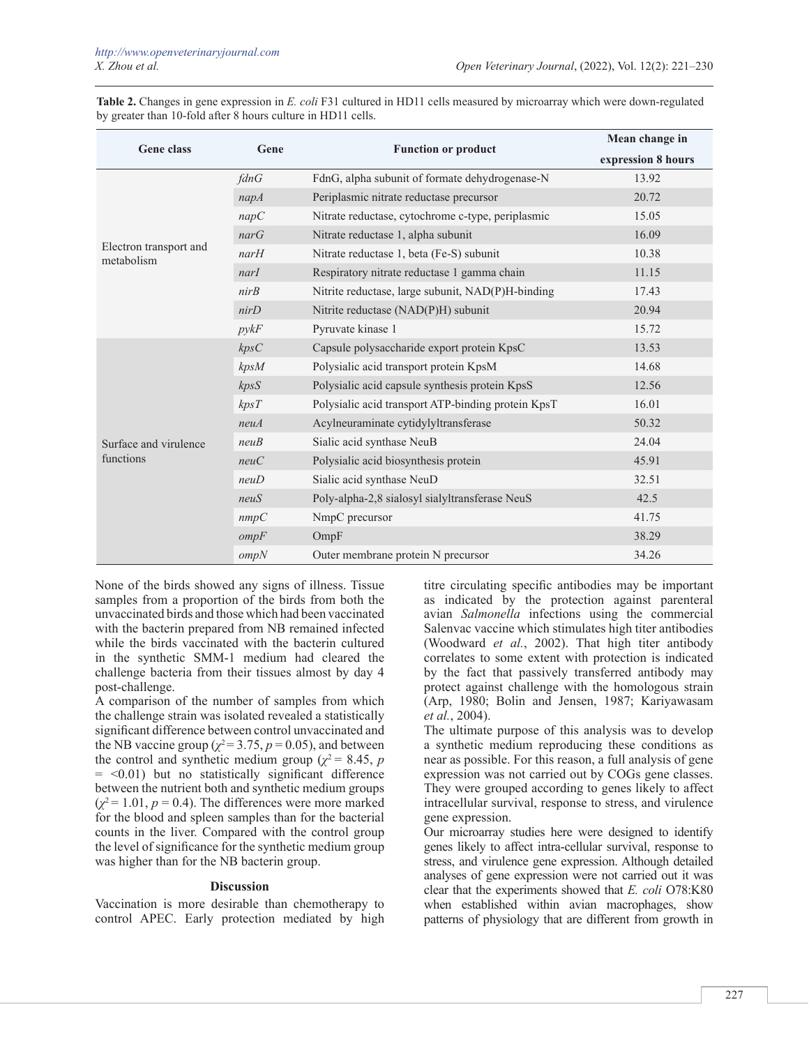**Table 2.** Changes in gene expression in *E. coli* F31 cultured in HD11 cells measured by microarray which were down-regulated by greater than 10-fold after 8 hours culture in HD11 cells.

| Gene class | Gene | Function or product | Mean change in expression 8 hours |
|---|---|---|---|
| Electron transport and metabolism | *fdnG* | FdnG, alpha subunit of formate dehydrogenase-N | 13.92 |
| | *napA* | Periplasmic nitrate reductase precursor | 20.72 |
| | *napC* | Nitrate reductase, cytochrome c-type, periplasmic | 15.05 |
| | *narG* | Nitrate reductase 1, alpha subunit | 16.09 |
| | *narH* | Nitrate reductase 1, beta (Fe-S) subunit | 10.38 |
| | *narI* | Respiratory nitrate reductase 1 gamma chain | 11.15 |
| | *nirB* | Nitrite reductase, large subunit, NAD(P)H-binding | 17.43 |
| | *nirD* | Nitrite reductase (NAD(P)H) subunit | 20.94 |
| | *pykF* | Pyruvate kinase 1 | 15.72 |
| Surface and virulence functions | *kpsC* | Capsule polysaccharide export protein KpsC | 13.53 |
| | *kpsM* | Polysialic acid transport protein KpsM | 14.68 |
| | *kpsS* | Polysialic acid capsule synthesis protein KpsS | 12.56 |
| | *kpsT* | Polysialic acid transport ATP-binding protein KpsT | 16.01 |
| | *neuA* | Acylneuraminate cytidylyltransferase | 50.32 |
| | *neuB* | Sialic acid synthase NeuB | 24.04 |
| | *neuC* | Polysialic acid biosynthesis protein | 45.91 |
| | *neuD* | Sialic acid synthase NeuD | 32.51 |
| | *neuS* | Poly-alpha-2,8 sialosyl sialyltransferase NeuS | 42.5 |
| | *nmpC* | NmpC precursor | 41.75 |
| | *ompF* | OmpF | 38.29 |
| | *ompN* | Outer membrane protein N precursor | 34.26 |

None of the birds showed any signs of illness. Tissue samples from a proportion of the birds from both the unvaccinated birds and those which had been vaccinated with the bacterin prepared from NB remained infected while the birds vaccinated with the bacterin cultured in the synthetic SMM-1 medium had cleared the challenge bacteria from their tissues almost by day 4 post-challenge.

A comparison of the number of samples from which the challenge strain was isolated revealed a statistically significant difference between control unvaccinated and the NB vaccine group ($\chi^2 = 3.75$, $p = 0.05$), and between the control and synthetic medium group ($\chi^2 = 8.45$, $p = <0.01$) but no statistically significant difference between the nutrient both and synthetic medium groups ($\chi^2 = 1.01$, $p = 0.4$). The differences were more marked for the blood and spleen samples than for the bacterial counts in the liver. Compared with the control group the level of significance for the synthetic medium group was higher than for the NB bacterin group.

## Discussion

Vaccination is more desirable than chemotherapy to control APEC. Early protection mediated by high titre circulating specific antibodies may be important as indicated by the protection against parenteral avian *Salmonella* infections using the commercial Salenvac vaccine which stimulates high titer antibodies (Woodward *et al.*, 2002). That high titer antibody correlates to some extent with protection is indicated by the fact that passively transferred antibody may protect against challenge with the homologous strain (Arp, 1980; Bolin and Jensen, 1987; Kariyawasam *et al.*, 2004).

The ultimate purpose of this analysis was to develop a synthetic medium reproducing these conditions as near as possible. For this reason, a full analysis of gene expression was not carried out by COGs gene classes. They were grouped according to genes likely to affect intracellular survival, response to stress, and virulence gene expression.

Our microarray studies here were designed to identify genes likely to affect intra-cellular survival, response to stress, and virulence gene expression. Although detailed analyses of gene expression were not carried out it was clear that the experiments showed that *E. coli* O78:K80 when established within avian macrophages, show patterns of physiology that are different from growth in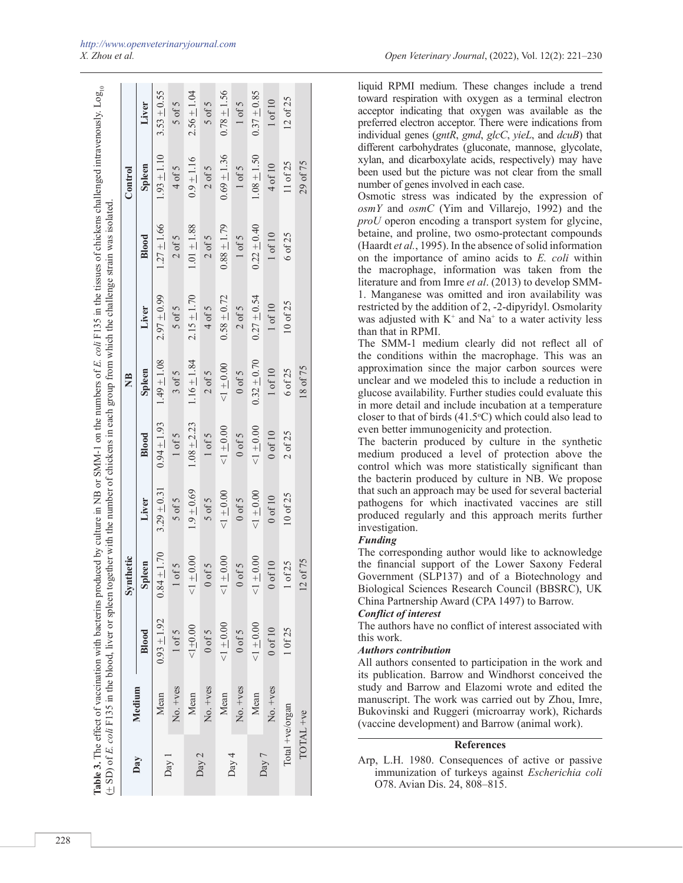**Table 3.** The effect of vaccination with bacterins produced by culture in NB or SMM-1 on the numbers of *E. coli* F135 in the tissues of chickens challenged intravenously. $Log_{10}$ ($\pm$ SD) of *E. coli* F135 in the blood, liver or spleen together with the number of chickens in each group from which the challenge strain was isolated.

| Day | Medium | Synthetic | | | NB | | | Control | | |
|---|---|---|---|---|---|---|---|---|---|---|
| | | Blood | Spleen | Liver | Blood | Spleen | Liver | Blood | Spleen | Liver |
| Day 1 | Mean | 0.93 ± 1.92 | 0.84 ± 1.70 | 3.29 ± 0.31 | 0.94 ± 1.93 | 1.49 ± 1.08 | 2.97 ± 0.99 | 1.27 ± 1.66 | 1.93 ± 1.10 | 3.53 ± 0.55 |
| | No. +ves | 1 of 5 | 1 of 5 | 5 of 5 | 1 of 5 | 3 of 5 | 5 of 5 | 2 of 5 | 4 of 5 | 5 of 5 |
| Day 2 | Mean | <1±0.00 | <1 ± 0.00 | 1.9 ± 0.69 | 1.08 ± 2.23 | 1.16 ± 1.84 | 2.15 ± 1.70 | 1.01 ± 1.88 | 0.9 ± 1.16 | 2.56 ± 1.04 |
| | No. +ves | 0 of 5 | 0 of 5 | 5 of 5 | 1 of 5 | 2 of 5 | 4 of 5 | 2 of 5 | 2 of 5 | 5 of 5 |
| Day 4 | Mean | <1 ± 0.00 | <1 ± 0.00 | <1 ± 0.00 | <1 ± 0.00 | <1 ± 0.00 | 0.58 ± 0.72 | 0.88 ± 1.79 | 0.69 ± 1.36 | 0.78 ± 1.56 |
| | No. +ves | 0 of 5 | 0 of 5 | 0 of 5 | 0 of 5 | 0 of 5 | 2 of 5 | 1 of 5 | 1 of 5 | 1 of 5 |
| Day 7 | Mean | <1 ± 0.00 | <1 ± 0.00 | <1 ± 0.00 | <1 ± 0.00 | 0.32 ± 0.70 | 0.27 ± 0.54 | 0.22 ± 0.40 | 1.08 ± 1.50 | 0.37 ± 0.85 |
| | No. +ves | 0 of 10 | 0 of 10 | 0 of 10 | 0 of 10 | 1 of 10 | 1 of 10 | 1 of 10 | 4 of 10 | 1 of 10 |
| Total +ve/organ | | 1 0f 25 | 1 of 25 | 10 of 25 | 2 of 25 | 6 of 25 | 10 of 25 | 6 of 25 | 11 of 25 | 12 of 25 |
| TOTAL +ve | | | 12 of 75 | | | 18 of 75 | | | 29 of 75 | |

liquid RPMI medium. These changes include a trend toward respiration with oxygen as a terminal electron acceptor indicating that oxygen was available as the preferred electron acceptor. There were indications from individual genes (*gntR*, *gmd*, *glcC*, *yieL*, and *dcuB*) that different carbohydrates (gluconate, mannose, glycolate, xylan, and dicarboxylate acids, respectively) may have been used but the picture was not clear from the small number of genes involved in each case.

Osmotic stress was indicated by the expression of *osmY* and *osmC* (Yim and Villarejo, 1992) and the *proU* operon encoding a transport system for glycine, betaine, and proline, two osmo-protectant compounds (Haardt *et al.*, 1995). In the absence of solid information on the importance of amino acids to *E. coli* within the macrophage, information was taken from the literature and from Imre *et al*. (2013) to develop SMM-1. Manganese was omitted and iron availability was restricted by the addition of 2, -2-dipyridyl. Osmolarity was adjusted with $K^+$ and $Na^+$ to a water activity less than that in RPMI.

The SMM-1 medium clearly did not reflect all of the conditions within the macrophage. This was an approximation since the major carbon sources were unclear and we modeled this to include a reduction in glucose availability. Further studies could evaluate this in more detail and include incubation at a temperature closer to that of birds (41.5°C) which could also lead to even better immunogenicity and protection.

The bacterin produced by culture in the synthetic medium produced a level of protection above the control which was more statistically significant than the bacterin produced by culture in NB. We propose that such an approach may be used for several bacterial pathogens for which inactivated vaccines are still produced regularly and this approach merits further investigation.

#### *Funding*

The corresponding author would like to acknowledge the financial support of the Lower Saxony Federal Government (SLP137) and of a Biotechnology and Biological Sciences Research Council (BBSRC), UK China Partnership Award (CPA 1497) to Barrow.

#### *Conflict of interest*

The authors have no conflict of interest associated with this work.

#### *Authors contribution*

All authors consented to participation in the work and its publication. Barrow and Windhorst conceived the study and Barrow and Elazomi wrote and edited the manuscript. The work was carried out by Zhou, Imre, Bukovinski and Ruggeri (microarray work), Richards (vaccine development) and Barrow (animal work).

## References

Arp, L.H. 1980. Consequences of active or passive immunization of turkeys against *Escherichia coli* O78. Avian Dis. 24, 808–815.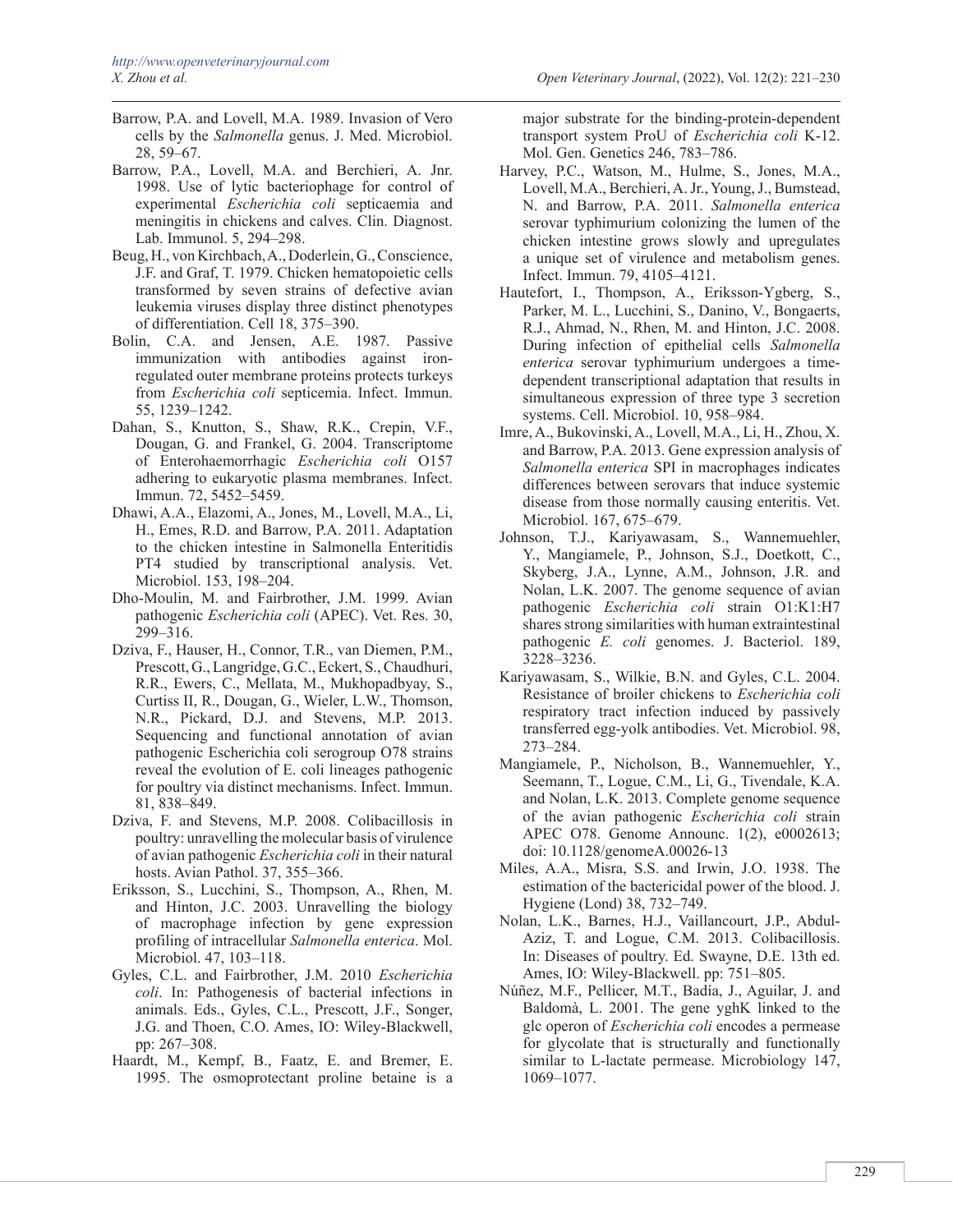Barrow, P.A. and Lovell, M.A. 1989. Invasion of Vero cells by the *Salmonella* genus. J. Med. Microbiol. 28, 59–67.

Barrow, P.A., Lovell, M.A. and Berchieri, A. Jnr. 1998. Use of lytic bacteriophage for control of experimental *Escherichia coli* septicaemia and meningitis in chickens and calves. Clin. Diagnost. Lab. Immunol. 5, 294–298.

Beug, H., von Kirchbach, A., Doderlein, G., Conscience, J.F. and Graf, T. 1979. Chicken hematopoietic cells transformed by seven strains of defective avian leukemia viruses display three distinct phenotypes of differentiation. Cell 18, 375–390.

Bolin, C.A. and Jensen, A.E. 1987. Passive immunization with antibodies against iron-regulated outer membrane proteins protects turkeys from *Escherichia coli* septicemia. Infect. Immun. 55, 1239–1242.

Dahan, S., Knutton, S., Shaw, R.K., Crepin, V.F., Dougan, G. and Frankel, G. 2004. Transcriptome of Enterohaemorrhagic *Escherichia coli* O157 adhering to eukaryotic plasma membranes. Infect. Immun. 72, 5452–5459.

Dhawi, A.A., Elazomi, A., Jones, M., Lovell, M.A., Li, H., Emes, R.D. and Barrow, P.A. 2011. Adaptation to the chicken intestine in Salmonella Enteritidis PT4 studied by transcriptional analysis. Vet. Microbiol. 153, 198–204.

Dho-Moulin, M. and Fairbrother, J.M. 1999. Avian pathogenic *Escherichia coli* (APEC). Vet. Res. 30, 299–316.

Dziva, F., Hauser, H., Connor, T.R., van Diemen, P.M., Prescott, G., Langridge, G.C., Eckert, S., Chaudhuri, R.R., Ewers, C., Mellata, M., Mukhopadbyay, S., Curtiss II, R., Dougan, G., Wieler, L.W., Thomson, N.R., Pickard, D.J. and Stevens, M.P. 2013. Sequencing and functional annotation of avian pathogenic Escherichia coli serogroup O78 strains reveal the evolution of E. coli lineages pathogenic for poultry via distinct mechanisms. Infect. Immun. 81, 838–849.

Dziva, F. and Stevens, M.P. 2008. Colibacillosis in poultry: unravelling the molecular basis of virulence of avian pathogenic *Escherichia coli* in their natural hosts. Avian Pathol. 37, 355–366.

Eriksson, S., Lucchini, S., Thompson, A., Rhen, M. and Hinton, J.C. 2003. Unravelling the biology of macrophage infection by gene expression profiling of intracellular *Salmonella enterica*. Mol. Microbiol. 47, 103–118.

Gyles, C.L. and Fairbrother, J.M. 2010 *Escherichia coli*. In: Pathogenesis of bacterial infections in animals. Eds., Gyles, C.L., Prescott, J.F., Songer, J.G. and Thoen, C.O. Ames, IO: Wiley-Blackwell, pp: 267–308.

Haardt, M., Kempf, B., Faatz, E. and Bremer, E. 1995. The osmoprotectant proline betaine is a major substrate for the binding-protein-dependent transport system ProU of *Escherichia coli* K-12. Mol. Gen. Genetics 246, 783–786.

Harvey, P.C., Watson, M., Hulme, S., Jones, M.A., Lovell, M.A., Berchieri, A. Jr., Young, J., Bumstead, N. and Barrow, P.A. 2011. *Salmonella enterica* serovar typhimurium colonizing the lumen of the chicken intestine grows slowly and upregulates a unique set of virulence and metabolism genes. Infect. Immun. 79, 4105–4121.

Hautefort, I., Thompson, A., Eriksson-Ygberg, S., Parker, M. L., Lucchini, S., Danino, V., Bongaerts, R.J., Ahmad, N., Rhen, M. and Hinton, J.C. 2008. During infection of epithelial cells *Salmonella enterica* serovar typhimurium undergoes a time-dependent transcriptional adaptation that results in simultaneous expression of three type 3 secretion systems. Cell. Microbiol. 10, 958–984.

Imre, A., Bukovinski, A., Lovell, M.A., Li, H., Zhou, X. and Barrow, P.A. 2013. Gene expression analysis of *Salmonella enterica* SPI in macrophages indicates differences between serovars that induce systemic disease from those normally causing enteritis. Vet. Microbiol. 167, 675–679.

Johnson, T.J., Kariyawasam, S., Wannemuehler, Y., Mangiamele, P., Johnson, S.J., Doetkott, C., Skyberg, J.A., Lynne, A.M., Johnson, J.R. and Nolan, L.K. 2007. The genome sequence of avian pathogenic *Escherichia coli* strain O1:K1:H7 shares strong similarities with human extraintestinal pathogenic *E. coli* genomes. J. Bacteriol. 189, 3228–3236.

Kariyawasam, S., Wilkie, B.N. and Gyles, C.L. 2004. Resistance of broiler chickens to *Escherichia coli* respiratory tract infection induced by passively transferred egg-yolk antibodies. Vet. Microbiol. 98, 273–284.

Mangiamele, P., Nicholson, B., Wannemuehler, Y., Seemann, T., Logue, C.M., Li, G., Tivendale, K.A. and Nolan, L.K. 2013. Complete genome sequence of the avian pathogenic *Escherichia coli* strain APEC O78. Genome Announc. 1(2), e0002613; doi: 10.1128/genomeA.00026-13

Miles, A.A., Misra, S.S. and Irwin, J.O. 1938. The estimation of the bactericidal power of the blood. J. Hygiene (Lond) 38, 732–749.

Nolan, L.K., Barnes, H.J., Vaillancourt, J.P., Abdul-Aziz, T. and Logue, C.M. 2013. Colibacillosis. In: Diseases of poultry. Ed. Swayne, D.E. 13th ed. Ames, IO: Wiley-Blackwell. pp: 751–805.

Núñez, M.F., Pellicer, M.T., Badía, J., Aguilar, J. and Baldomà, L. 2001. The gene yghK linked to the glc operon of *Escherichia coli* encodes a permease for glycolate that is structurally and functionally similar to L-lactate permease. Microbiology 147, 1069–1077.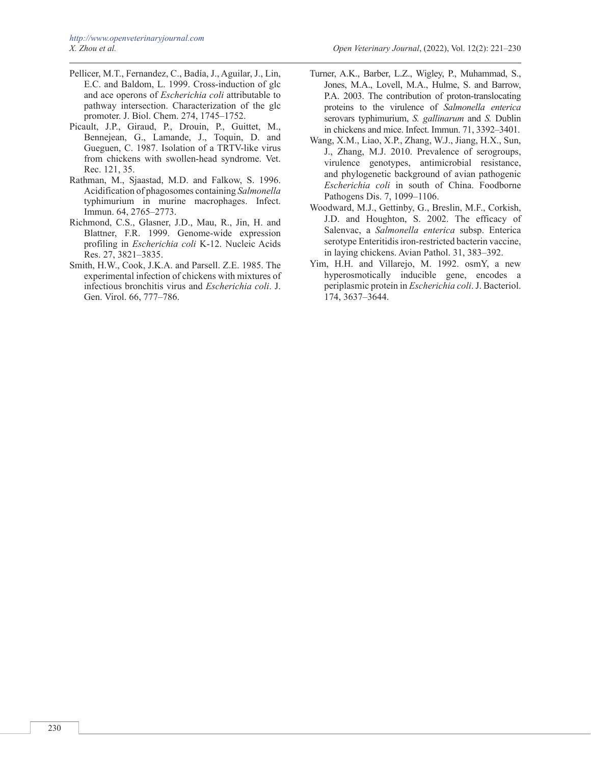Pellicer, M.T., Fernandez, C., Badía, J., Aguilar, J., Lin, E.C. and Baldom, L. 1999. Cross-induction of glc and ace operons of *Escherichia coli* attributable to pathway intersection. Characterization of the glc promoter. J. Biol. Chem. 274, 1745–1752.

Picault, J.P., Giraud, P., Drouin, P., Guittet, M., Bennejean, G., Lamande, J., Toquin, D. and Gueguen, C. 1987. Isolation of a TRTV-like virus from chickens with swollen-head syndrome. Vet. Rec. 121, 35.

Rathman, M., Sjaastad, M.D. and Falkow, S. 1996. Acidification of phagosomes containing *Salmonella* typhimurium in murine macrophages. Infect. Immun. 64, 2765–2773.

Richmond, C.S., Glasner, J.D., Mau, R., Jin, H. and Blattner, F.R. 1999. Genome-wide expression profiling in *Escherichia coli* K-12. Nucleic Acids Res. 27, 3821–3835.

Smith, H.W., Cook, J.K.A. and Parsell. Z.E. 1985. The experimental infection of chickens with mixtures of infectious bronchitis virus and *Escherichia coli*. J. Gen. Virol. 66, 777–786.

Turner, A.K., Barber, L.Z., Wigley, P., Muhammad, S., Jones, M.A., Lovell, M.A., Hulme, S. and Barrow, P.A. 2003. The contribution of proton-translocating proteins to the virulence of *Salmonella enterica* serovars typhimurium, *S. gallinarum* and *S.* Dublin in chickens and mice. Infect. Immun. 71, 3392–3401.

Wang, X.M., Liao, X.P., Zhang, W.J., Jiang, H.X., Sun, J., Zhang, M.J. 2010. Prevalence of serogroups, virulence genotypes, antimicrobial resistance, and phylogenetic background of avian pathogenic *Escherichia coli* in south of China. Foodborne Pathogens Dis. 7, 1099–1106.

Woodward, M.J., Gettinby, G., Breslin, M.F., Corkish, J.D. and Houghton, S. 2002. The efficacy of Salenvac, a *Salmonella enterica* subsp. Enterica serotype Enteritidis iron-restricted bacterin vaccine, in laying chickens. Avian Pathol. 31, 383–392.

Yim, H.H. and Villarejo, M. 1992. osmY, a new hyperosmotically inducible gene, encodes a periplasmic protein in *Escherichia coli*. J. Bacteriol. 174, 3637–3644.